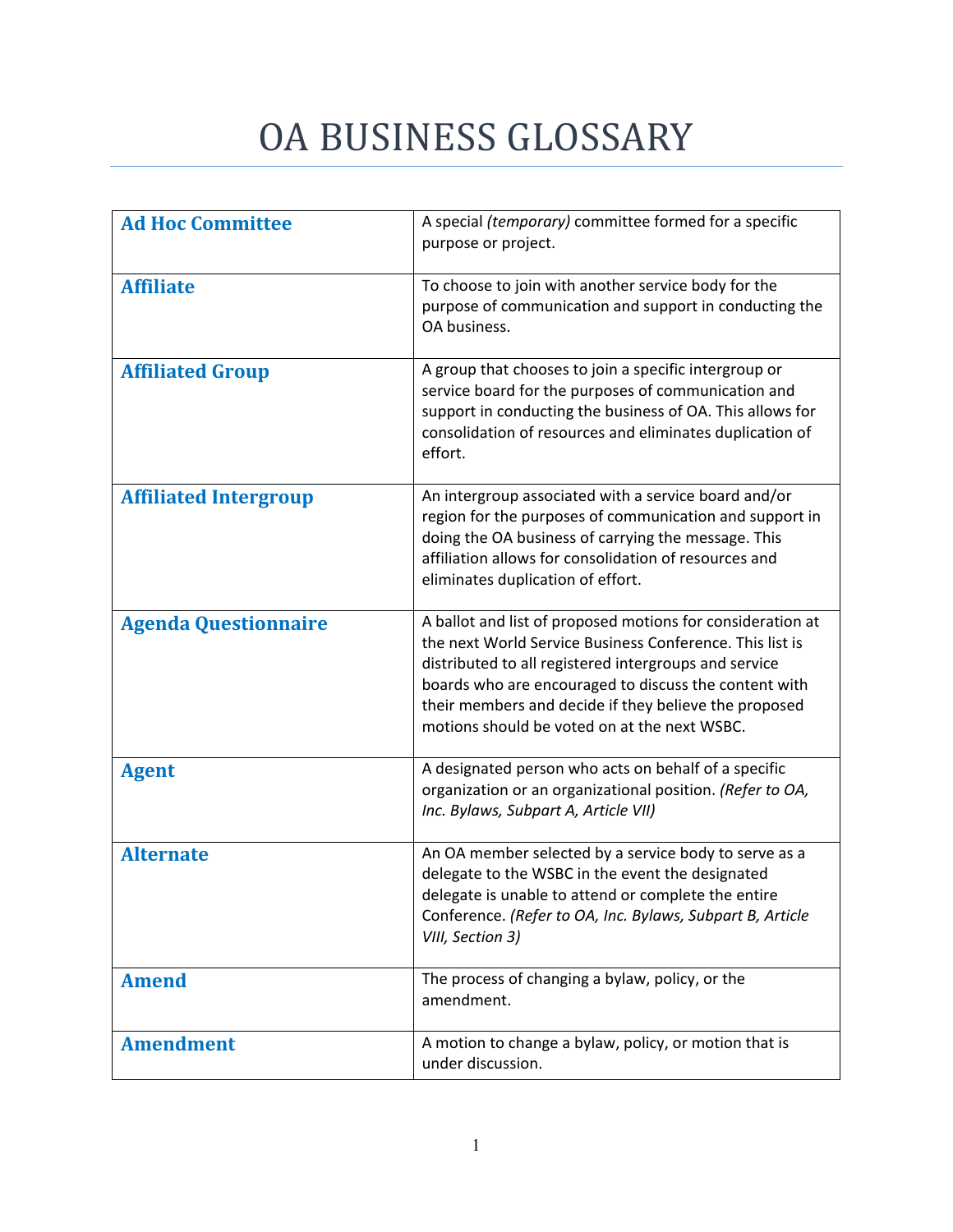# OA BUSINESS GLOSSARY

| | |
|---|---|
| **Ad Hoc Committee** | A special *(temporary)* committee formed for a specific purpose or project. |
| **Affiliate** | To choose to join with another service body for the purpose of communication and support in conducting the OA business. |
| **Affiliated Group** | A group that chooses to join a specific intergroup or service board for the purposes of communication and support in conducting the business of OA. This allows for consolidation of resources and eliminates duplication of effort. |
| **Affiliated Intergroup** | An intergroup associated with a service board and/or region for the purposes of communication and support in doing the OA business of carrying the message. This affiliation allows for consolidation of resources and eliminates duplication of effort. |
| **Agenda Questionnaire** | A ballot and list of proposed motions for consideration at the next World Service Business Conference. This list is distributed to all registered intergroups and service boards who are encouraged to discuss the content with their members and decide if they believe the proposed motions should be voted on at the next WSBC. |
| **Agent** | A designated person who acts on behalf of a specific organization or an organizational position. *(Refer to OA, Inc. Bylaws, Subpart A, Article VII)* |
| **Alternate** | An OA member selected by a service body to serve as a delegate to the WSBC in the event the designated delegate is unable to attend or complete the entire Conference. *(Refer to OA, Inc. Bylaws, Subpart B, Article VIII, Section 3)* |
| **Amend** | The process of changing a bylaw, policy, or the amendment. |
| **Amendment** | A motion to change a bylaw, policy, or motion that is under discussion. |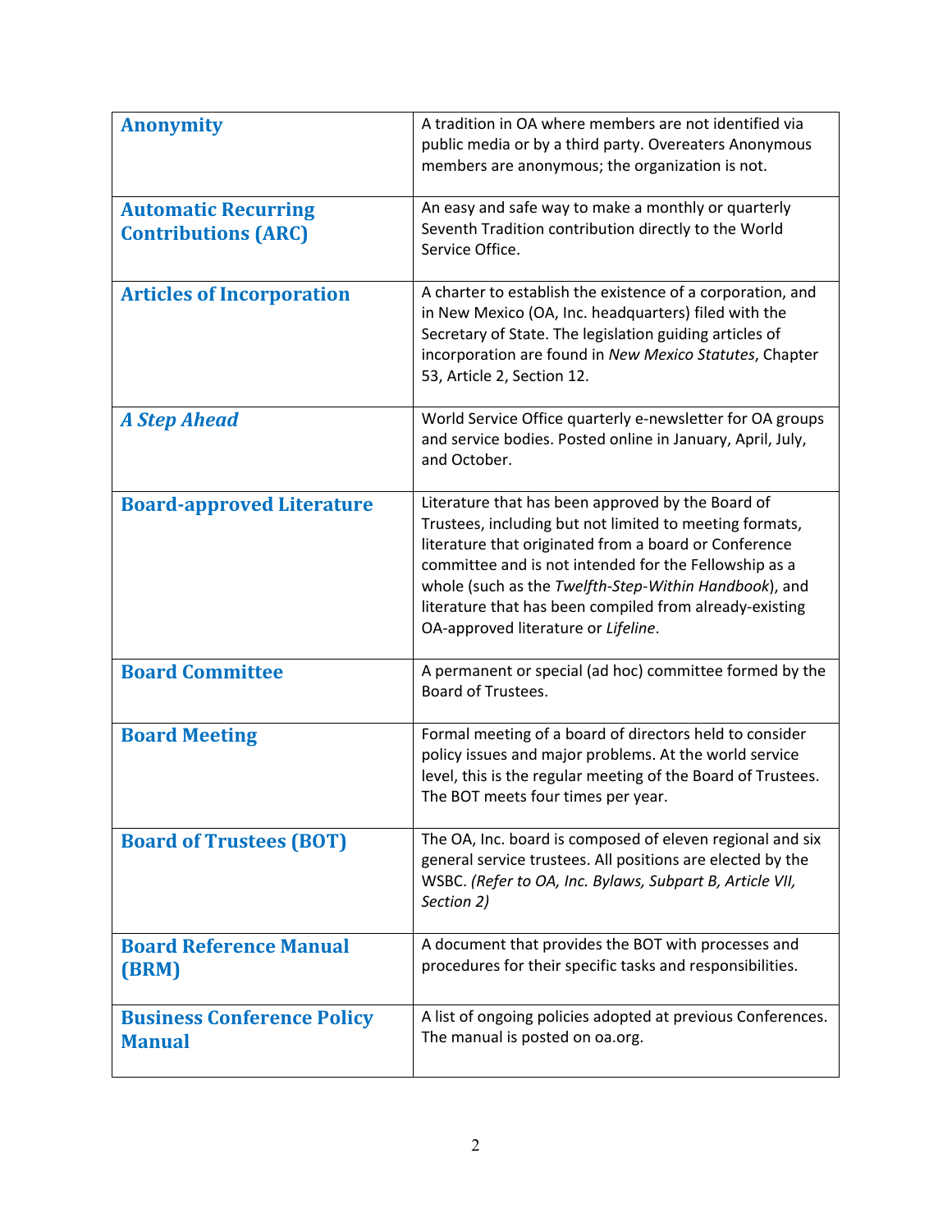| | |
|---|---|
| **Anonymity** | A tradition in OA where members are not identified via public media or by a third party. Overeaters Anonymous members are anonymous; the organization is not. |
| **Automatic Recurring Contributions (ARC)** | An easy and safe way to make a monthly or quarterly Seventh Tradition contribution directly to the World Service Office. |
| **Articles of Incorporation** | A charter to establish the existence of a corporation, and in New Mexico (OA, Inc. headquarters) filed with the Secretary of State. The legislation guiding articles of incorporation are found in *New Mexico Statutes*, Chapter 53, Article 2, Section 12. |
| ***A Step Ahead*** | World Service Office quarterly e-newsletter for OA groups and service bodies. Posted online in January, April, July, and October. |
| **Board-approved Literature** | Literature that has been approved by the Board of Trustees, including but not limited to meeting formats, literature that originated from a board or Conference committee and is not intended for the Fellowship as a whole (such as the *Twelfth-Step-Within Handbook*), and literature that has been compiled from already-existing OA-approved literature or *Lifeline*. |
| **Board Committee** | A permanent or special (ad hoc) committee formed by the Board of Trustees. |
| **Board Meeting** | Formal meeting of a board of directors held to consider policy issues and major problems. At the world service level, this is the regular meeting of the Board of Trustees. The BOT meets four times per year. |
| **Board of Trustees (BOT)** | The OA, Inc. board is composed of eleven regional and six general service trustees. All positions are elected by the WSBC. *(Refer to OA, Inc. Bylaws, Subpart B, Article VII, Section 2)* |
| **Board Reference Manual (BRM)** | A document that provides the BOT with processes and procedures for their specific tasks and responsibilities. |
| **Business Conference Policy Manual** | A list of ongoing policies adopted at previous Conferences. The manual is posted on oa.org. |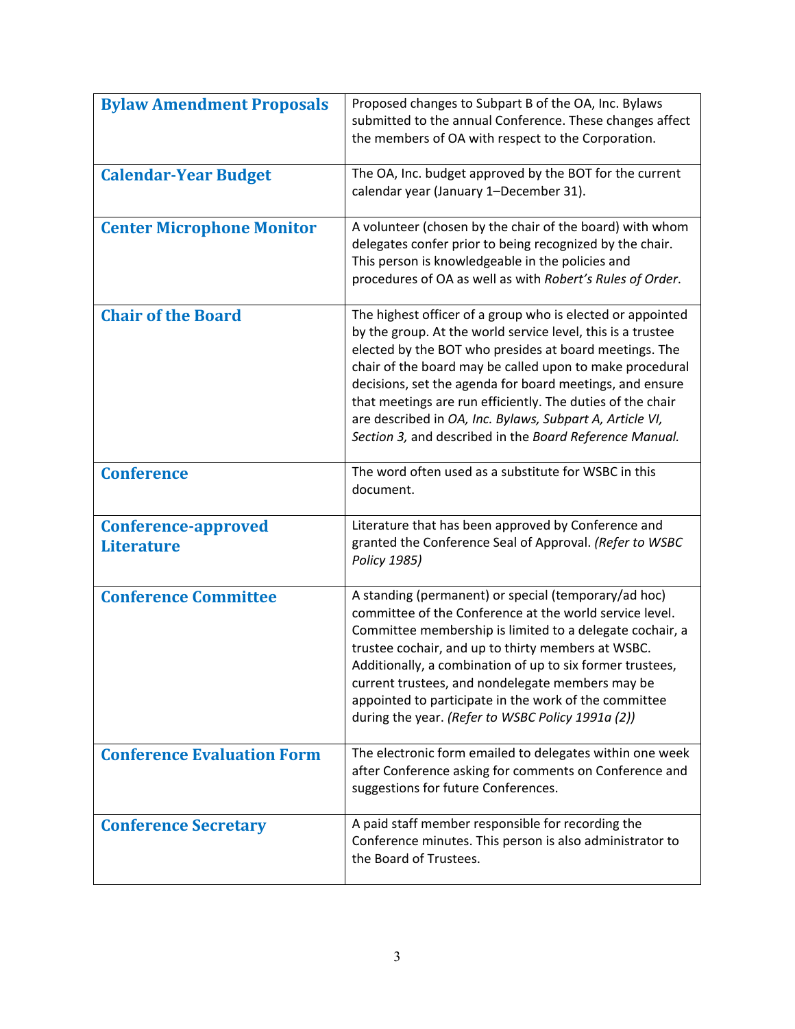| | |
|---|---|
| **Bylaw Amendment Proposals** | Proposed changes to Subpart B of the OA, Inc. Bylaws submitted to the annual Conference. These changes affect the members of OA with respect to the Corporation. |
| **Calendar-Year Budget** | The OA, Inc. budget approved by the BOT for the current calendar year (January 1–December 31). |
| **Center Microphone Monitor** | A volunteer (chosen by the chair of the board) with whom delegates confer prior to being recognized by the chair. This person is knowledgeable in the policies and procedures of OA as well as with *Robert's Rules of Order*. |
| **Chair of the Board** | The highest officer of a group who is elected or appointed by the group. At the world service level, this is a trustee elected by the BOT who presides at board meetings. The chair of the board may be called upon to make procedural decisions, set the agenda for board meetings, and ensure that meetings are run efficiently. The duties of the chair are described in *OA, Inc. Bylaws, Subpart A, Article VI, Section 3,* and described in the *Board Reference Manual.* |
| **Conference** | The word often used as a substitute for WSBC in this document. |
| **Conference-approved Literature** | Literature that has been approved by Conference and granted the Conference Seal of Approval. *(Refer to WSBC Policy 1985)* |
| **Conference Committee** | A standing (permanent) or special (temporary/ad hoc) committee of the Conference at the world service level. Committee membership is limited to a delegate cochair, a trustee cochair, and up to thirty members at WSBC. Additionally, a combination of up to six former trustees, current trustees, and nondelegate members may be appointed to participate in the work of the committee during the year. *(Refer to WSBC Policy 1991a (2))* |
| **Conference Evaluation Form** | The electronic form emailed to delegates within one week after Conference asking for comments on Conference and suggestions for future Conferences. |
| **Conference Secretary** | A paid staff member responsible for recording the Conference minutes. This person is also administrator to the Board of Trustees. |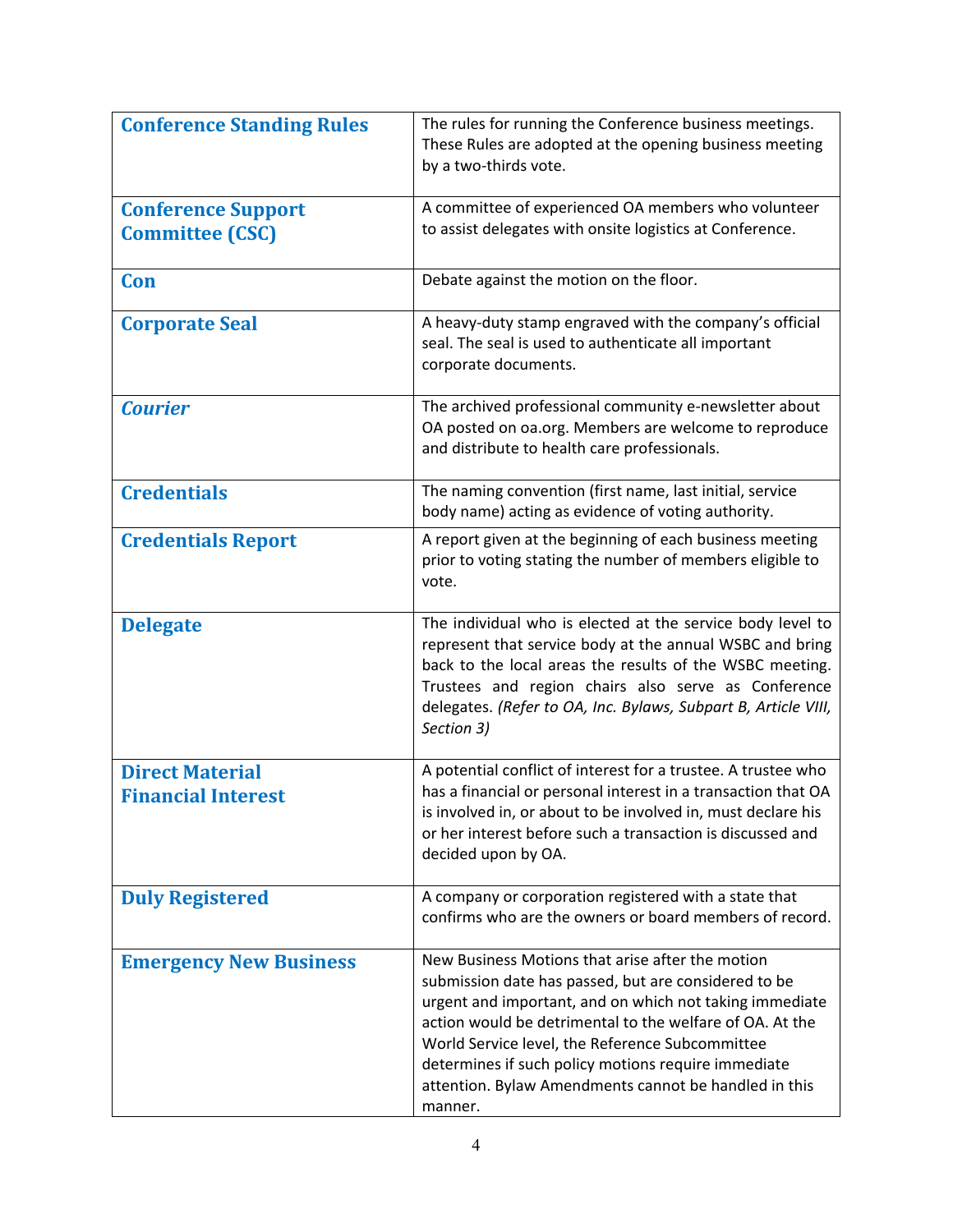| | |
|---|---|
| **Conference Standing Rules** | The rules for running the Conference business meetings. These Rules are adopted at the opening business meeting by a two-thirds vote. |
| **Conference Support Committee (CSC)** | A committee of experienced OA members who volunteer to assist delegates with onsite logistics at Conference. |
| **Con** | Debate against the motion on the floor. |
| **Corporate Seal** | A heavy-duty stamp engraved with the company's official seal. The seal is used to authenticate all important corporate documents. |
| ***Courier*** | The archived professional community e-newsletter about OA posted on oa.org. Members are welcome to reproduce and distribute to health care professionals. |
| **Credentials** | The naming convention (first name, last initial, service body name) acting as evidence of voting authority. |
| **Credentials Report** | A report given at the beginning of each business meeting prior to voting stating the number of members eligible to vote. |
| **Delegate** | The individual who is elected at the service body level to represent that service body at the annual WSBC and bring back to the local areas the results of the WSBC meeting. Trustees and region chairs also serve as Conference delegates. *(Refer to OA, Inc. Bylaws, Subpart B, Article VIII, Section 3)* |
| **Direct Material Financial Interest** | A potential conflict of interest for a trustee. A trustee who has a financial or personal interest in a transaction that OA is involved in, or about to be involved in, must declare his or her interest before such a transaction is discussed and decided upon by OA. |
| **Duly Registered** | A company or corporation registered with a state that confirms who are the owners or board members of record. |
| **Emergency New Business** | New Business Motions that arise after the motion submission date has passed, but are considered to be urgent and important, and on which not taking immediate action would be detrimental to the welfare of OA. At the World Service level, the Reference Subcommittee determines if such policy motions require immediate attention. Bylaw Amendments cannot be handled in this manner. |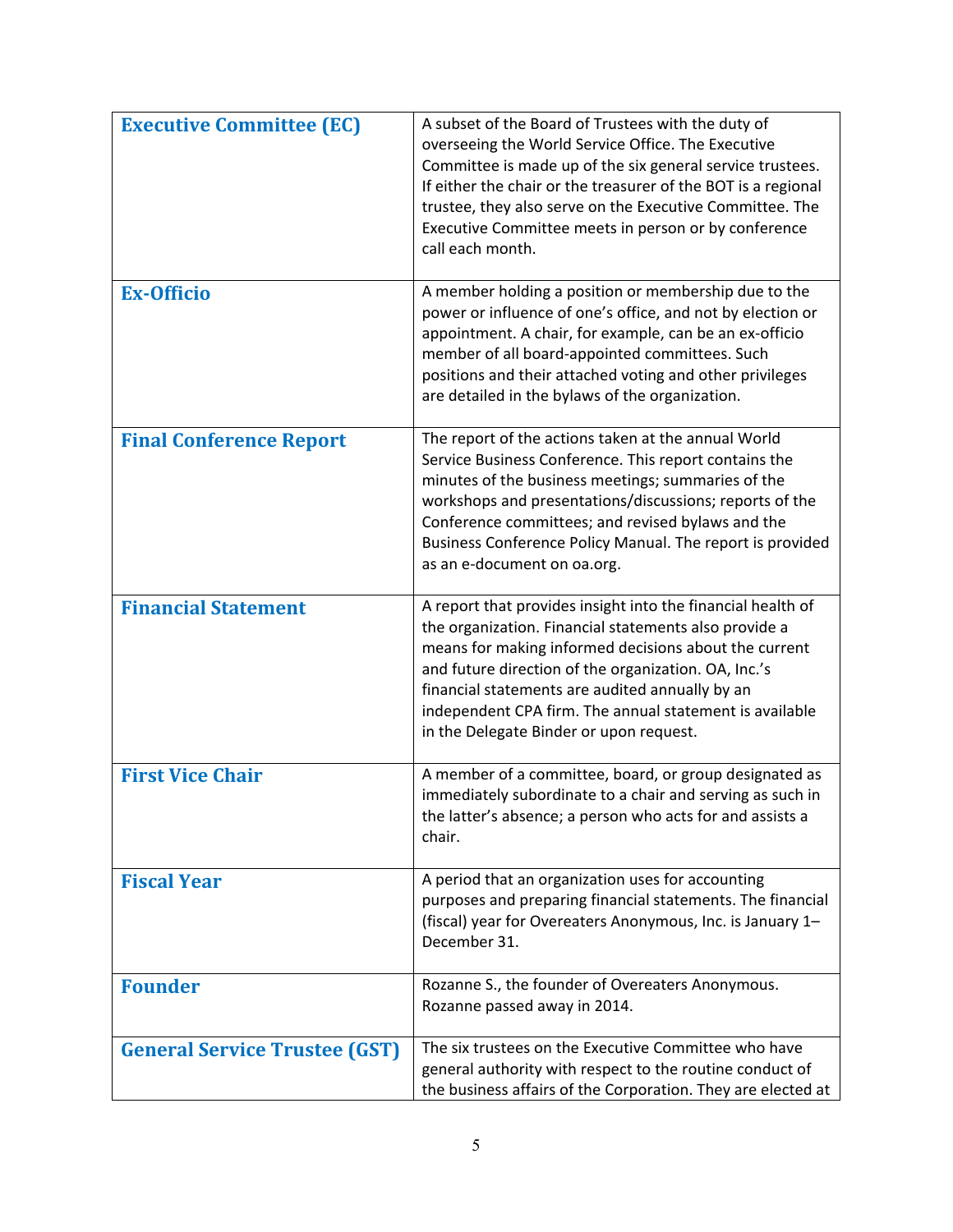| | |
|---|---|
| **Executive Committee (EC)** | A subset of the Board of Trustees with the duty of overseeing the World Service Office. The Executive Committee is made up of the six general service trustees. If either the chair or the treasurer of the BOT is a regional trustee, they also serve on the Executive Committee. The Executive Committee meets in person or by conference call each month. |
| **Ex-Officio** | A member holding a position or membership due to the power or influence of one's office, and not by election or appointment. A chair, for example, can be an ex-officio member of all board-appointed committees. Such positions and their attached voting and other privileges are detailed in the bylaws of the organization. |
| **Final Conference Report** | The report of the actions taken at the annual World Service Business Conference. This report contains the minutes of the business meetings; summaries of the workshops and presentations/discussions; reports of the Conference committees; and revised bylaws and the Business Conference Policy Manual. The report is provided as an e-document on oa.org. |
| **Financial Statement** | A report that provides insight into the financial health of the organization. Financial statements also provide a means for making informed decisions about the current and future direction of the organization. OA, Inc.'s financial statements are audited annually by an independent CPA firm. The annual statement is available in the Delegate Binder or upon request. |
| **First Vice Chair** | A member of a committee, board, or group designated as immediately subordinate to a chair and serving as such in the latter's absence; a person who acts for and assists a chair. |
| **Fiscal Year** | A period that an organization uses for accounting purposes and preparing financial statements. The financial (fiscal) year for Overeaters Anonymous, Inc. is January 1–December 31. |
| **Founder** | Rozanne S., the founder of Overeaters Anonymous. Rozanne passed away in 2014. |
| **General Service Trustee (GST)** | The six trustees on the Executive Committee who have general authority with respect to the routine conduct of the business affairs of the Corporation. They are elected at |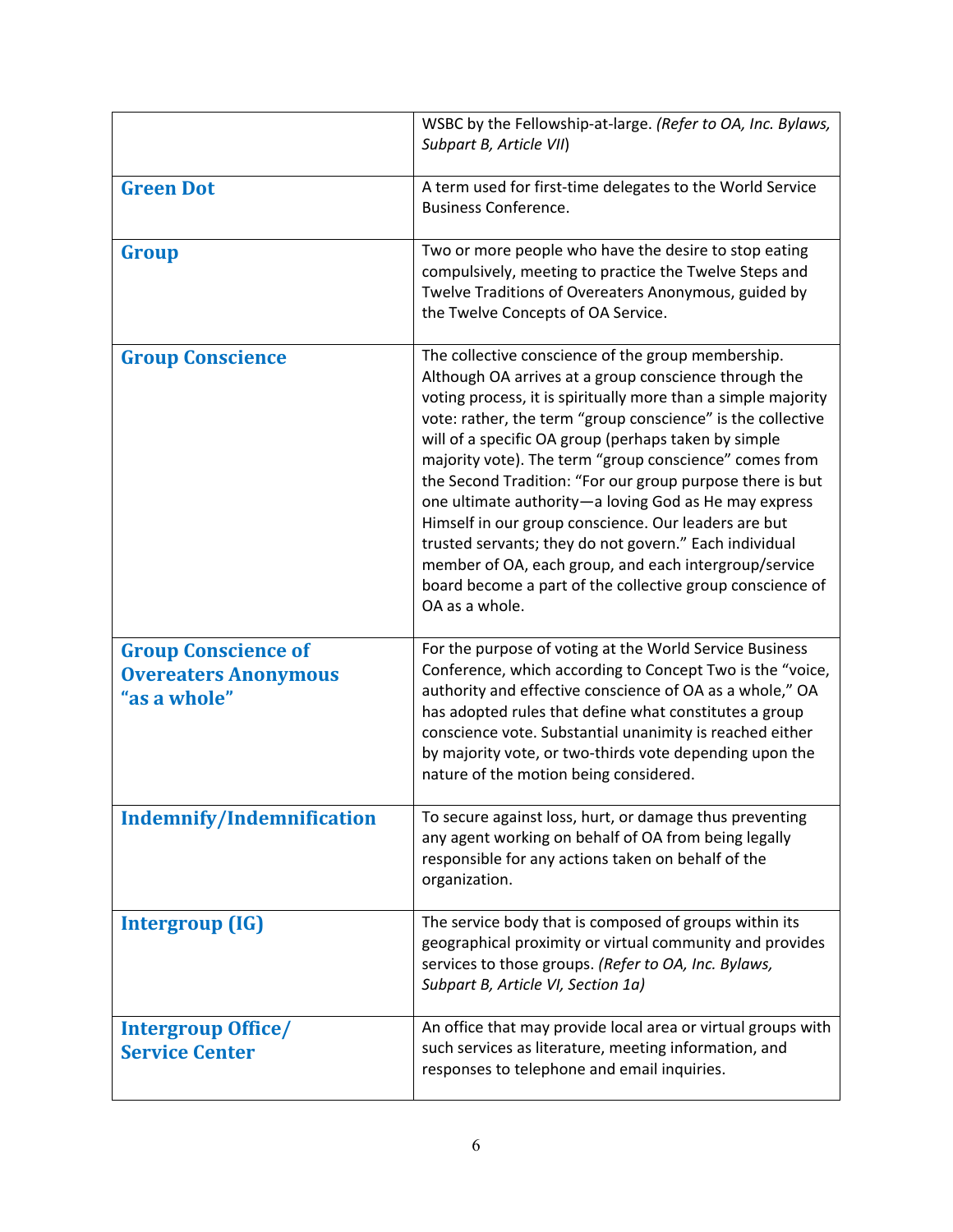| | |
|---|---|
| | WSBC by the Fellowship-at-large. *(Refer to OA, Inc. Bylaws, Subpart B, Article VII*) |
| **Green Dot** | A term used for first-time delegates to the World Service Business Conference. |
| **Group** | Two or more people who have the desire to stop eating compulsively, meeting to practice the Twelve Steps and Twelve Traditions of Overeaters Anonymous, guided by the Twelve Concepts of OA Service. |
| **Group Conscience** | The collective conscience of the group membership. Although OA arrives at a group conscience through the voting process, it is spiritually more than a simple majority vote: rather, the term "group conscience" is the collective will of a specific OA group (perhaps taken by simple majority vote). The term "group conscience" comes from the Second Tradition: "For our group purpose there is but one ultimate authority—a loving God as He may express Himself in our group conscience. Our leaders are but trusted servants; they do not govern." Each individual member of OA, each group, and each intergroup/service board become a part of the collective group conscience of OA as a whole. |
| **Group Conscience of Overeaters Anonymous "as a whole"** | For the purpose of voting at the World Service Business Conference, which according to Concept Two is the "voice, authority and effective conscience of OA as a whole," OA has adopted rules that define what constitutes a group conscience vote. Substantial unanimity is reached either by majority vote, or two-thirds vote depending upon the nature of the motion being considered. |
| **Indemnify/Indemnification** | To secure against loss, hurt, or damage thus preventing any agent working on behalf of OA from being legally responsible for any actions taken on behalf of the organization. |
| **Intergroup (IG)** | The service body that is composed of groups within its geographical proximity or virtual community and provides services to those groups. *(Refer to OA, Inc. Bylaws, Subpart B, Article VI, Section 1a)* |
| **Intergroup Office/ Service Center** | An office that may provide local area or virtual groups with such services as literature, meeting information, and responses to telephone and email inquiries. |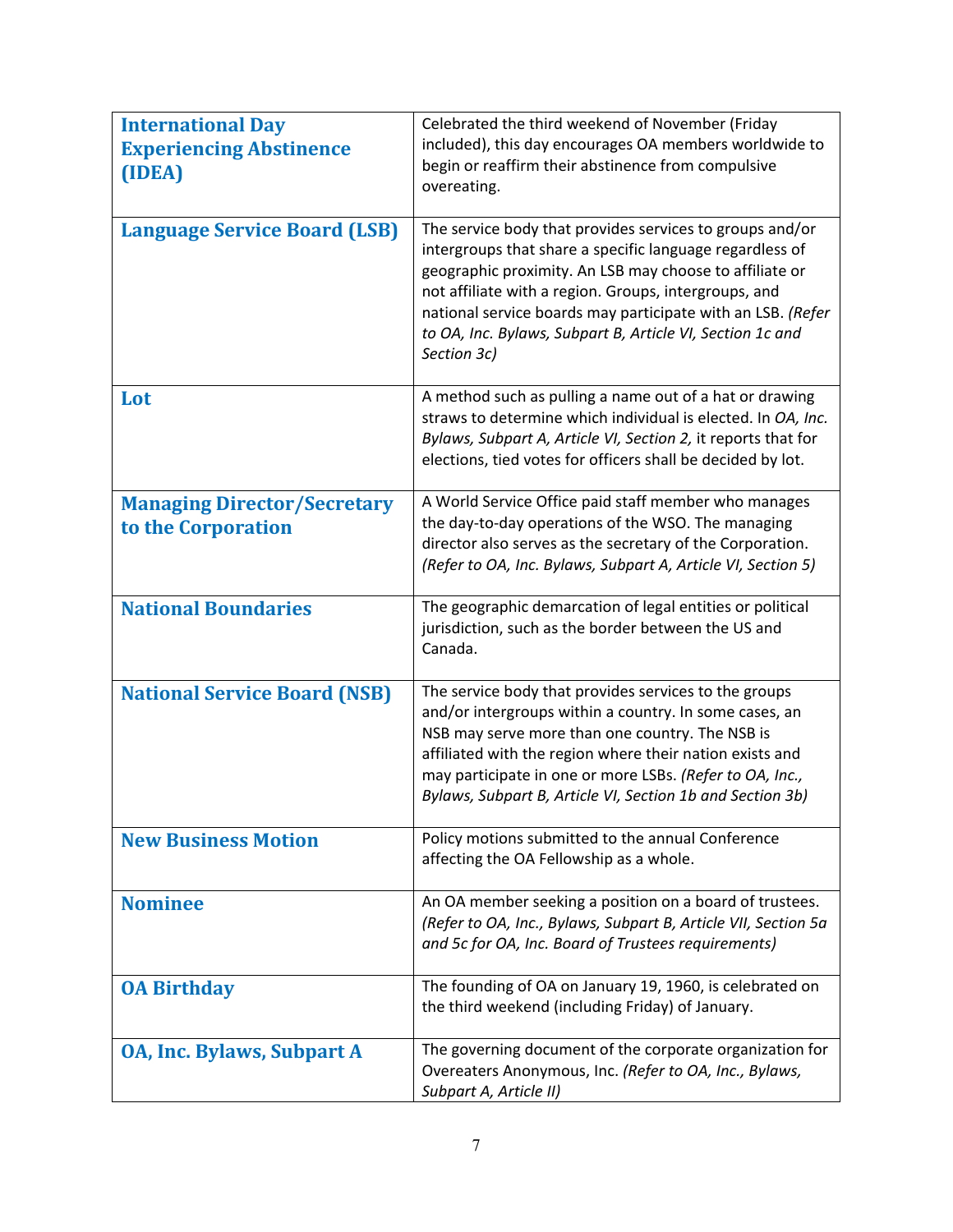| | |
|---|---|
| **International Day Experiencing Abstinence (IDEA)** | Celebrated the third weekend of November (Friday included), this day encourages OA members worldwide to begin or reaffirm their abstinence from compulsive overeating. |
| **Language Service Board (LSB)** | The service body that provides services to groups and/or intergroups that share a specific language regardless of geographic proximity. An LSB may choose to affiliate or not affiliate with a region. Groups, intergroups, and national service boards may participate with an LSB. *(Refer to OA, Inc. Bylaws, Subpart B, Article VI, Section 1c and Section 3c)* |
| **Lot** | A method such as pulling a name out of a hat or drawing straws to determine which individual is elected. In *OA, Inc. Bylaws, Subpart A, Article VI, Section 2,* it reports that for elections, tied votes for officers shall be decided by lot. |
| **Managing Director/Secretary to the Corporation** | A World Service Office paid staff member who manages the day-to-day operations of the WSO. The managing director also serves as the secretary of the Corporation. *(Refer to OA, Inc. Bylaws, Subpart A, Article VI, Section 5)* |
| **National Boundaries** | The geographic demarcation of legal entities or political jurisdiction, such as the border between the US and Canada. |
| **National Service Board (NSB)** | The service body that provides services to the groups and/or intergroups within a country. In some cases, an NSB may serve more than one country. The NSB is affiliated with the region where their nation exists and may participate in one or more LSBs. *(Refer to OA, Inc., Bylaws, Subpart B, Article VI, Section 1b and Section 3b)* |
| **New Business Motion** | Policy motions submitted to the annual Conference affecting the OA Fellowship as a whole. |
| **Nominee** | An OA member seeking a position on a board of trustees. *(Refer to OA, Inc., Bylaws, Subpart B, Article VII, Section 5a and 5c for OA, Inc. Board of Trustees requirements)* |
| **OA Birthday** | The founding of OA on January 19, 1960, is celebrated on the third weekend (including Friday) of January. |
| **OA, Inc. Bylaws, Subpart A** | The governing document of the corporate organization for Overeaters Anonymous, Inc. *(Refer to OA, Inc., Bylaws, Subpart A, Article II)* |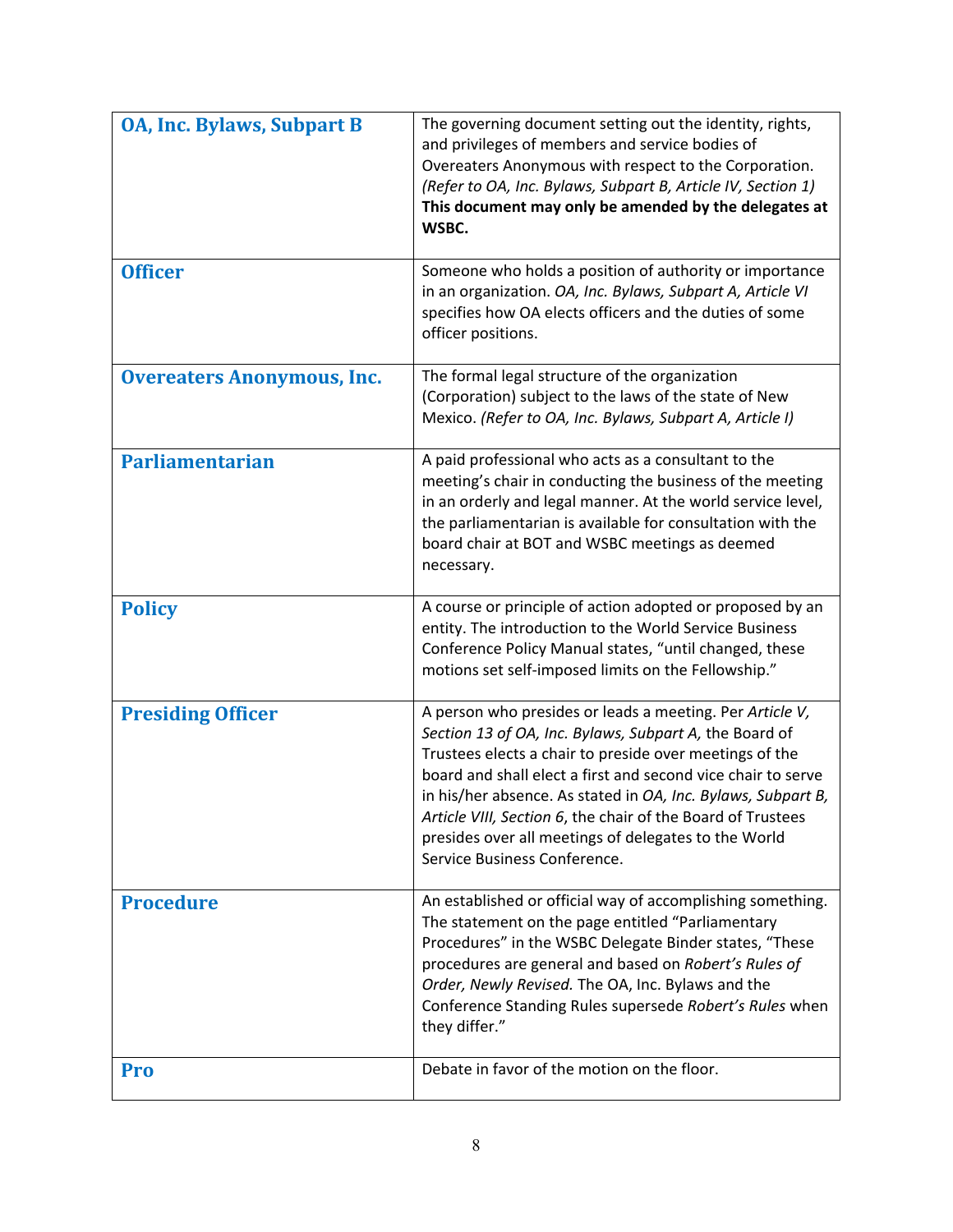| | |
|---|---|
| **OA, Inc. Bylaws, Subpart B** | The governing document setting out the identity, rights, and privileges of members and service bodies of Overeaters Anonymous with respect to the Corporation. *(Refer to OA, Inc. Bylaws, Subpart B, Article IV, Section 1)* **This document may only be amended by the delegates at WSBC.** |
| **Officer** | Someone who holds a position of authority or importance in an organization. *OA, Inc. Bylaws, Subpart A, Article VI* specifies how OA elects officers and the duties of some officer positions. |
| **Overeaters Anonymous, Inc.** | The formal legal structure of the organization (Corporation) subject to the laws of the state of New Mexico. *(Refer to OA, Inc. Bylaws, Subpart A, Article I)* |
| **Parliamentarian** | A paid professional who acts as a consultant to the meeting's chair in conducting the business of the meeting in an orderly and legal manner. At the world service level, the parliamentarian is available for consultation with the board chair at BOT and WSBC meetings as deemed necessary. |
| **Policy** | A course or principle of action adopted or proposed by an entity. The introduction to the World Service Business Conference Policy Manual states, "until changed, these motions set self-imposed limits on the Fellowship." |
| **Presiding Officer** | A person who presides or leads a meeting. Per *Article V, Section 13 of OA, Inc. Bylaws, Subpart A,* the Board of Trustees elects a chair to preside over meetings of the board and shall elect a first and second vice chair to serve in his/her absence. As stated in *OA, Inc. Bylaws, Subpart B, Article VIII, Section 6*, the chair of the Board of Trustees presides over all meetings of delegates to the World Service Business Conference. |
| **Procedure** | An established or official way of accomplishing something. The statement on the page entitled "Parliamentary Procedures" in the WSBC Delegate Binder states, "These procedures are general and based on *Robert's Rules of Order, Newly Revised.* The OA, Inc. Bylaws and the Conference Standing Rules supersede *Robert's Rules* when they differ." |
| **Pro** | Debate in favor of the motion on the floor. |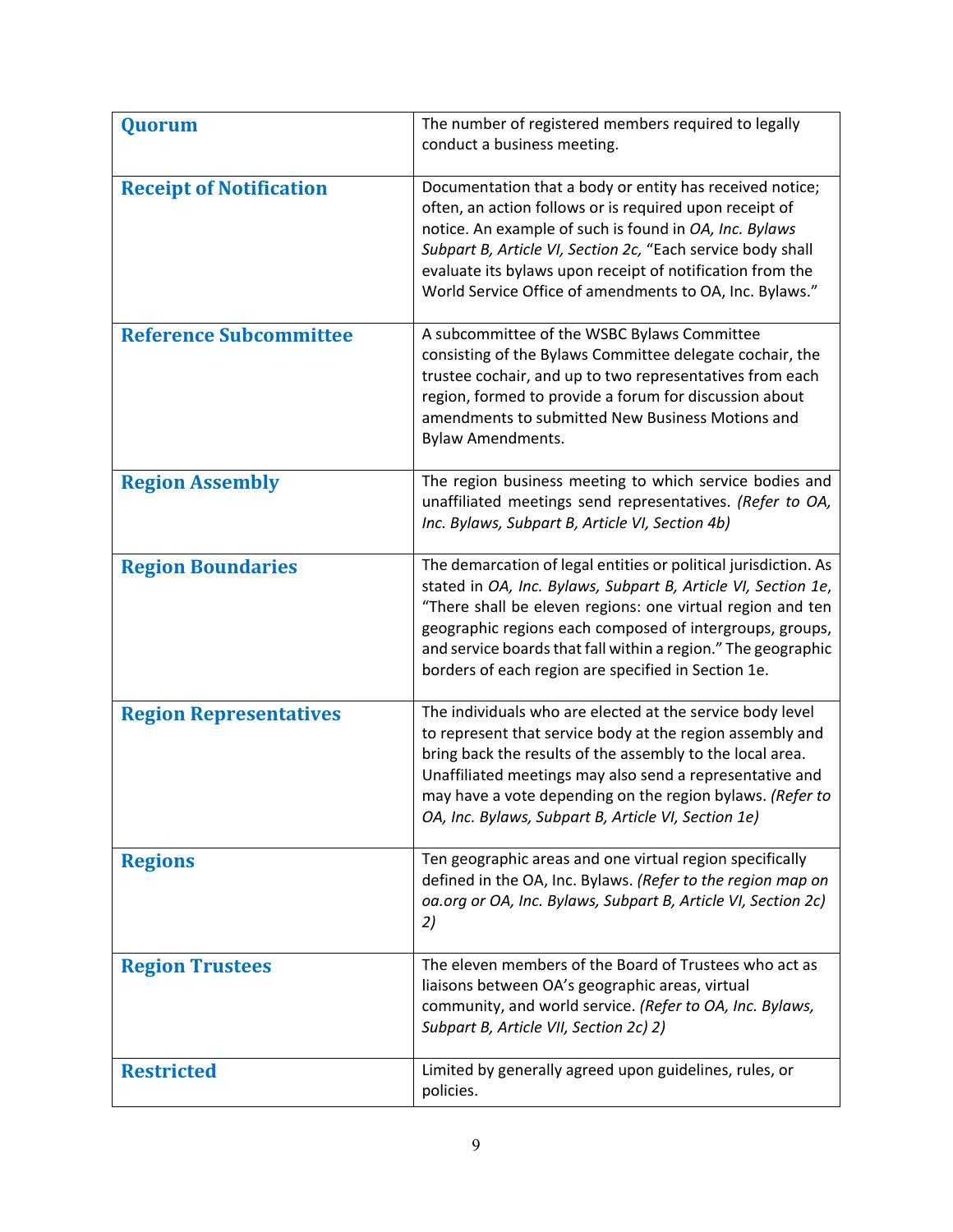| | |
|---|---|
| **Quorum** | The number of registered members required to legally conduct a business meeting. |
| **Receipt of Notification** | Documentation that a body or entity has received notice; often, an action follows or is required upon receipt of notice. An example of such is found in *OA, Inc. Bylaws Subpart B, Article VI, Section 2c,* "Each service body shall evaluate its bylaws upon receipt of notification from the World Service Office of amendments to OA, Inc. Bylaws." |
| **Reference Subcommittee** | A subcommittee of the WSBC Bylaws Committee consisting of the Bylaws Committee delegate cochair, the trustee cochair, and up to two representatives from each region, formed to provide a forum for discussion about amendments to submitted New Business Motions and Bylaw Amendments. |
| **Region Assembly** | The region business meeting to which service bodies and unaffiliated meetings send representatives. *(Refer to OA, Inc. Bylaws, Subpart B, Article VI, Section 4b)* |
| **Region Boundaries** | The demarcation of legal entities or political jurisdiction. As stated in *OA, Inc. Bylaws, Subpart B, Article VI, Section 1e*, "There shall be eleven regions: one virtual region and ten geographic regions each composed of intergroups, groups, and service boards that fall within a region." The geographic borders of each region are specified in Section 1e. |
| **Region Representatives** | The individuals who are elected at the service body level to represent that service body at the region assembly and bring back the results of the assembly to the local area. Unaffiliated meetings may also send a representative and may have a vote depending on the region bylaws. *(Refer to OA, Inc. Bylaws, Subpart B, Article VI, Section 1e)* |
| **Regions** | Ten geographic areas and one virtual region specifically defined in the OA, Inc. Bylaws. *(Refer to the region map on oa.org or OA, Inc. Bylaws, Subpart B, Article VI, Section 2c) 2)* |
| **Region Trustees** | The eleven members of the Board of Trustees who act as liaisons between OA's geographic areas, virtual community, and world service. *(Refer to OA, Inc. Bylaws, Subpart B, Article VII, Section 2c) 2)* |
| **Restricted** | Limited by generally agreed upon guidelines, rules, or policies. |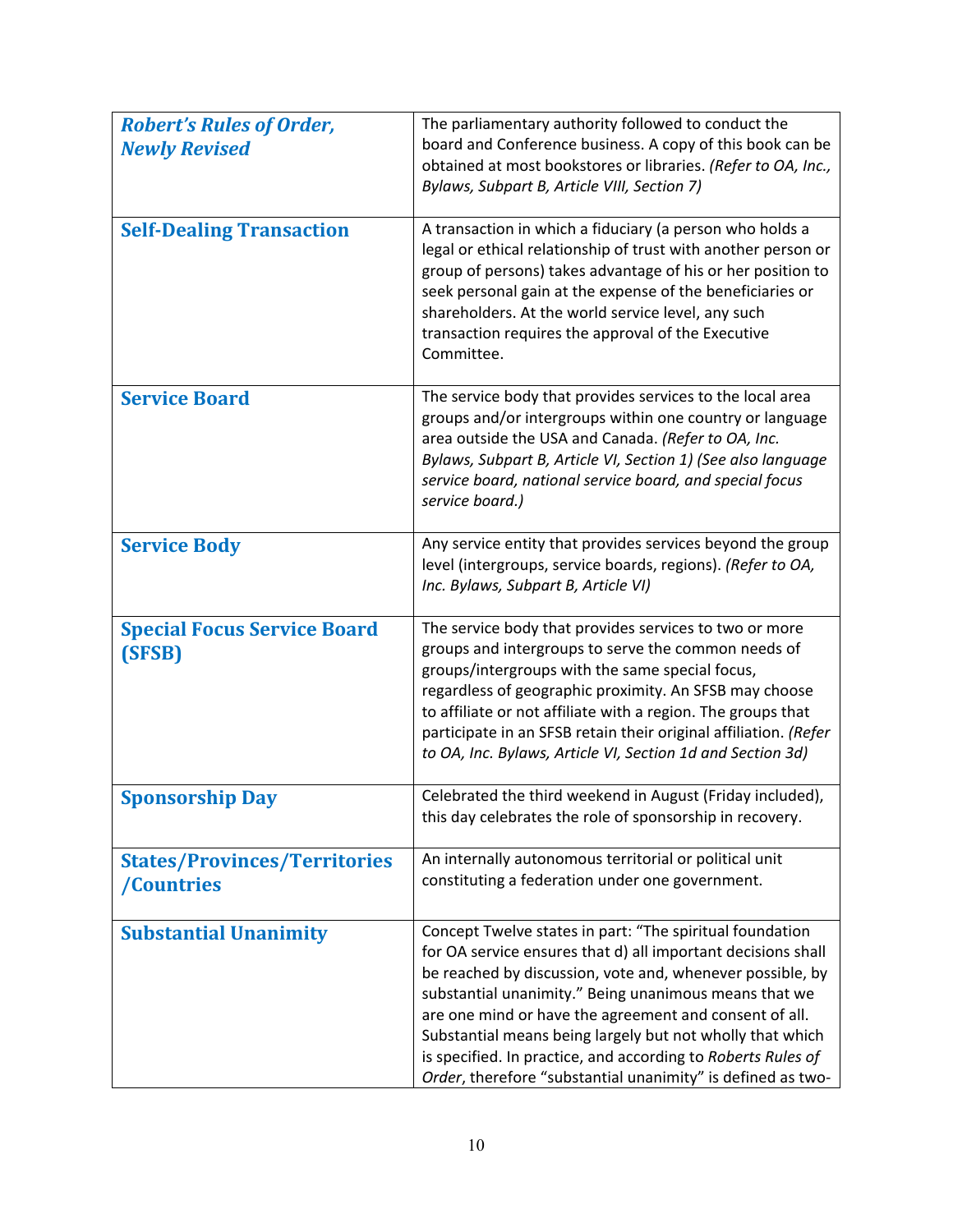| | |
|---|---|
| ***Robert's Rules of Order, Newly Revised*** | The parliamentary authority followed to conduct the board and Conference business. A copy of this book can be obtained at most bookstores or libraries. *(Refer to OA, Inc., Bylaws, Subpart B, Article VIII, Section 7)* |
| **Self-Dealing Transaction** | A transaction in which a fiduciary (a person who holds a legal or ethical relationship of trust with another person or group of persons) takes advantage of his or her position to seek personal gain at the expense of the beneficiaries or shareholders. At the world service level, any such transaction requires the approval of the Executive Committee. |
| **Service Board** | The service body that provides services to the local area groups and/or intergroups within one country or language area outside the USA and Canada. *(Refer to OA, Inc. Bylaws, Subpart B, Article VI, Section 1) (See also language service board, national service board, and special focus service board.)* |
| **Service Body** | Any service entity that provides services beyond the group level (intergroups, service boards, regions). *(Refer to OA, Inc. Bylaws, Subpart B, Article VI)* |
| **Special Focus Service Board (SFSB)** | The service body that provides services to two or more groups and intergroups to serve the common needs of groups/intergroups with the same special focus, regardless of geographic proximity. An SFSB may choose to affiliate or not affiliate with a region. The groups that participate in an SFSB retain their original affiliation. *(Refer to OA, Inc. Bylaws, Article VI, Section 1d and Section 3d)* |
| **Sponsorship Day** | Celebrated the third weekend in August (Friday included), this day celebrates the role of sponsorship in recovery. |
| **States/Provinces/Territories /Countries** | An internally autonomous territorial or political unit constituting a federation under one government. |
| **Substantial Unanimity** | Concept Twelve states in part: "The spiritual foundation for OA service ensures that d) all important decisions shall be reached by discussion, vote and, whenever possible, by substantial unanimity." Being unanimous means that we are one mind or have the agreement and consent of all. Substantial means being largely but not wholly that which is specified. In practice, and according to *Roberts Rules of Order*, therefore "substantial unanimity" is defined as two- |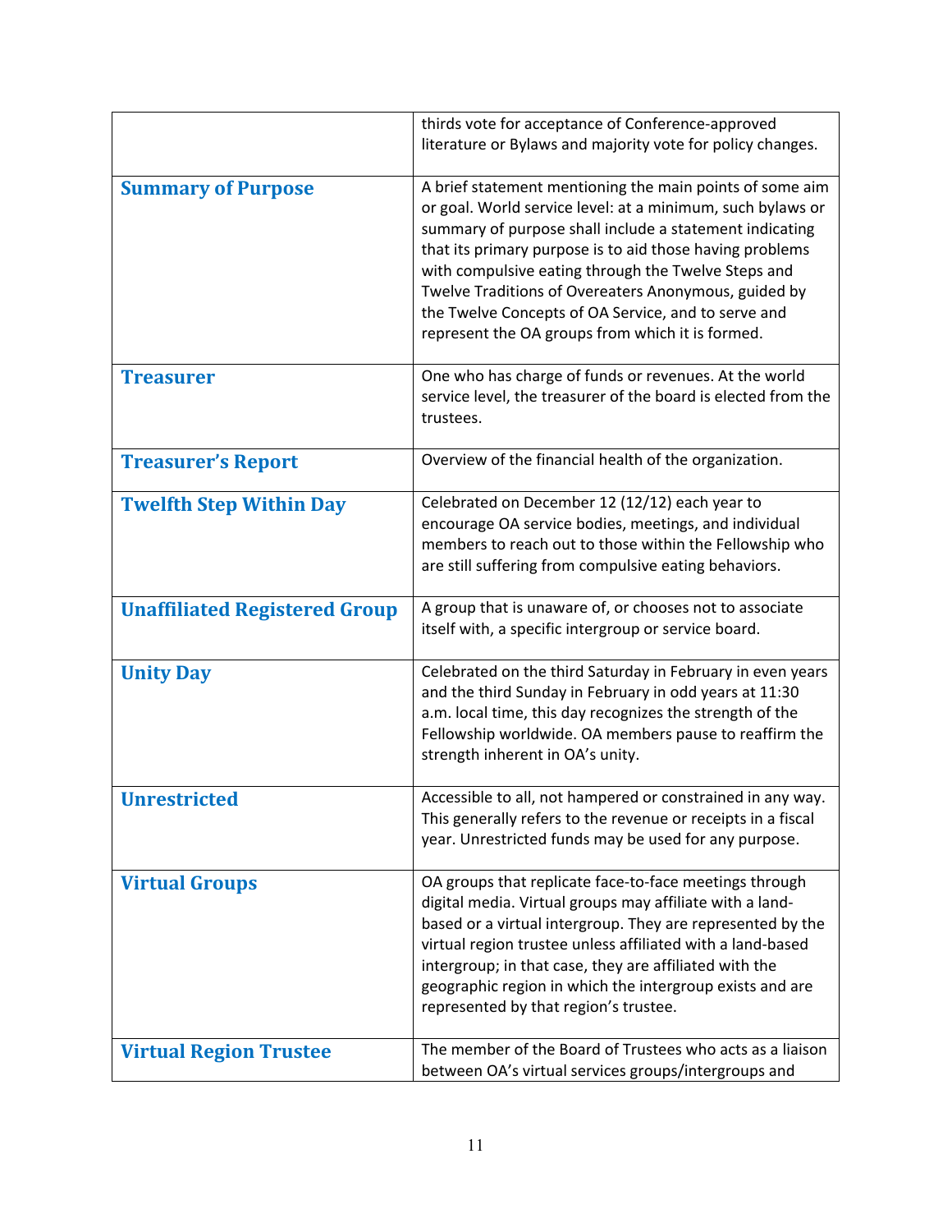| | |
|---|---|
| | thirds vote for acceptance of Conference-approved literature or Bylaws and majority vote for policy changes. |
| **Summary of Purpose** | A brief statement mentioning the main points of some aim or goal. World service level: at a minimum, such bylaws or summary of purpose shall include a statement indicating that its primary purpose is to aid those having problems with compulsive eating through the Twelve Steps and Twelve Traditions of Overeaters Anonymous, guided by the Twelve Concepts of OA Service, and to serve and represent the OA groups from which it is formed. |
| **Treasurer** | One who has charge of funds or revenues. At the world service level, the treasurer of the board is elected from the trustees. |
| **Treasurer's Report** | Overview of the financial health of the organization. |
| **Twelfth Step Within Day** | Celebrated on December 12 (12/12) each year to encourage OA service bodies, meetings, and individual members to reach out to those within the Fellowship who are still suffering from compulsive eating behaviors. |
| **Unaffiliated Registered Group** | A group that is unaware of, or chooses not to associate itself with, a specific intergroup or service board. |
| **Unity Day** | Celebrated on the third Saturday in February in even years and the third Sunday in February in odd years at 11:30 a.m. local time, this day recognizes the strength of the Fellowship worldwide. OA members pause to reaffirm the strength inherent in OA's unity. |
| **Unrestricted** | Accessible to all, not hampered or constrained in any way. This generally refers to the revenue or receipts in a fiscal year. Unrestricted funds may be used for any purpose. |
| **Virtual Groups** | OA groups that replicate face-to-face meetings through digital media. Virtual groups may affiliate with a land-based or a virtual intergroup. They are represented by the virtual region trustee unless affiliated with a land-based intergroup; in that case, they are affiliated with the geographic region in which the intergroup exists and are represented by that region's trustee. |
| **Virtual Region Trustee** | The member of the Board of Trustees who acts as a liaison between OA's virtual services groups/intergroups and |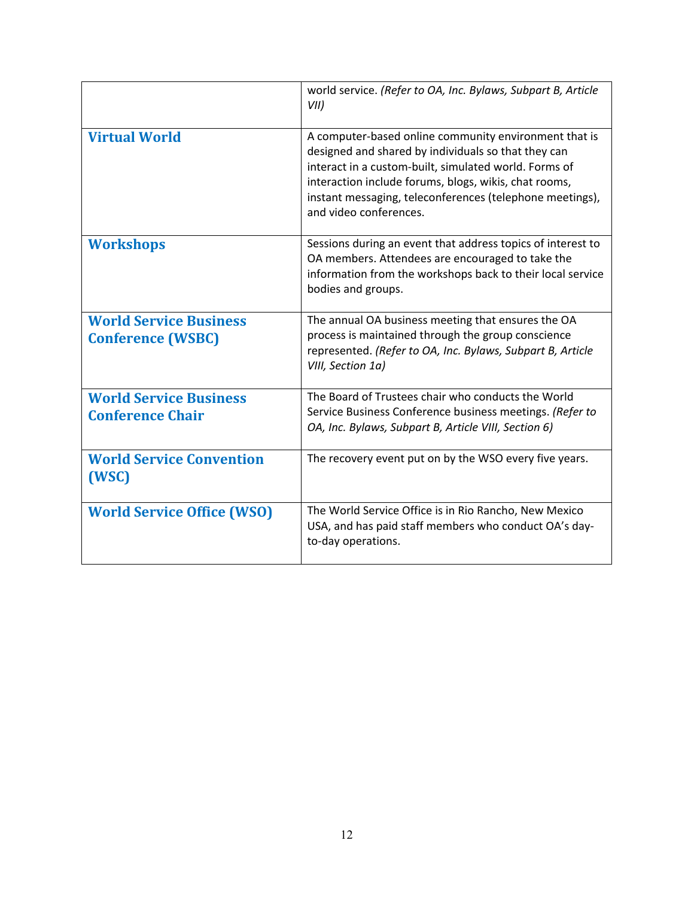| | |
|---|---|
| | world service. *(Refer to OA, Inc. Bylaws, Subpart B, Article VII)* |
| **Virtual World** | A computer-based online community environment that is designed and shared by individuals so that they can interact in a custom-built, simulated world. Forms of interaction include forums, blogs, wikis, chat rooms, instant messaging, teleconferences (telephone meetings), and video conferences. |
| **Workshops** | Sessions during an event that address topics of interest to OA members. Attendees are encouraged to take the information from the workshops back to their local service bodies and groups. |
| **World Service Business Conference (WSBC)** | The annual OA business meeting that ensures the OA process is maintained through the group conscience represented. *(Refer to OA, Inc. Bylaws, Subpart B, Article VIII, Section 1a)* |
| **World Service Business Conference Chair** | The Board of Trustees chair who conducts the World Service Business Conference business meetings. *(Refer to OA, Inc. Bylaws, Subpart B, Article VIII, Section 6)* |
| **World Service Convention (WSC)** | The recovery event put on by the WSO every five years. |
| **World Service Office (WSO)** | The World Service Office is in Rio Rancho, New Mexico USA, and has paid staff members who conduct OA's day-to-day operations. |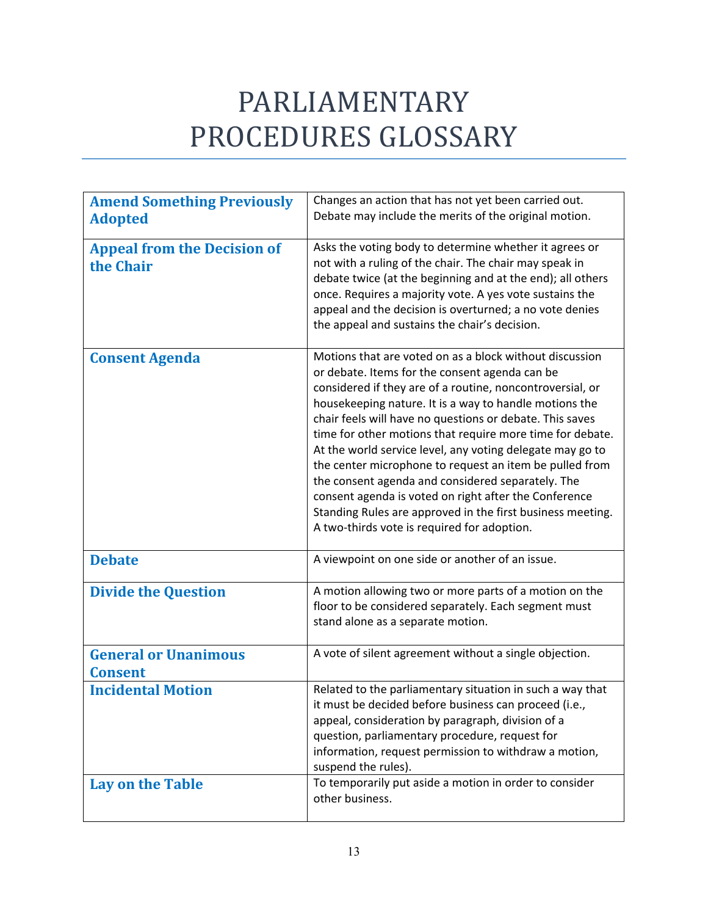# PARLIAMENTARY PROCEDURES GLOSSARY

| Term | Definition |
|---|---|
| **Amend Something Previously Adopted** | Changes an action that has not yet been carried out. Debate may include the merits of the original motion. |
| **Appeal from the Decision of the Chair** | Asks the voting body to determine whether it agrees or not with a ruling of the chair. The chair may speak in debate twice (at the beginning and at the end); all others once. Requires a majority vote. A yes vote sustains the appeal and the decision is overturned; a no vote denies the appeal and sustains the chair's decision. |
| **Consent Agenda** | Motions that are voted on as a block without discussion or debate. Items for the consent agenda can be considered if they are of a routine, noncontroversial, or housekeeping nature. It is a way to handle motions the chair feels will have no questions or debate. This saves time for other motions that require more time for debate. At the world service level, any voting delegate may go to the center microphone to request an item be pulled from the consent agenda and considered separately. The consent agenda is voted on right after the Conference Standing Rules are approved in the first business meeting. A two-thirds vote is required for adoption. |
| **Debate** | A viewpoint on one side or another of an issue. |
| **Divide the Question** | A motion allowing two or more parts of a motion on the floor to be considered separately. Each segment must stand alone as a separate motion. |
| **General or Unanimous Consent** | A vote of silent agreement without a single objection. |
| **Incidental Motion** | Related to the parliamentary situation in such a way that it must be decided before business can proceed (i.e., appeal, consideration by paragraph, division of a question, parliamentary procedure, request for information, request permission to withdraw a motion, suspend the rules). |
| **Lay on the Table** | To temporarily put aside a motion in order to consider other business. |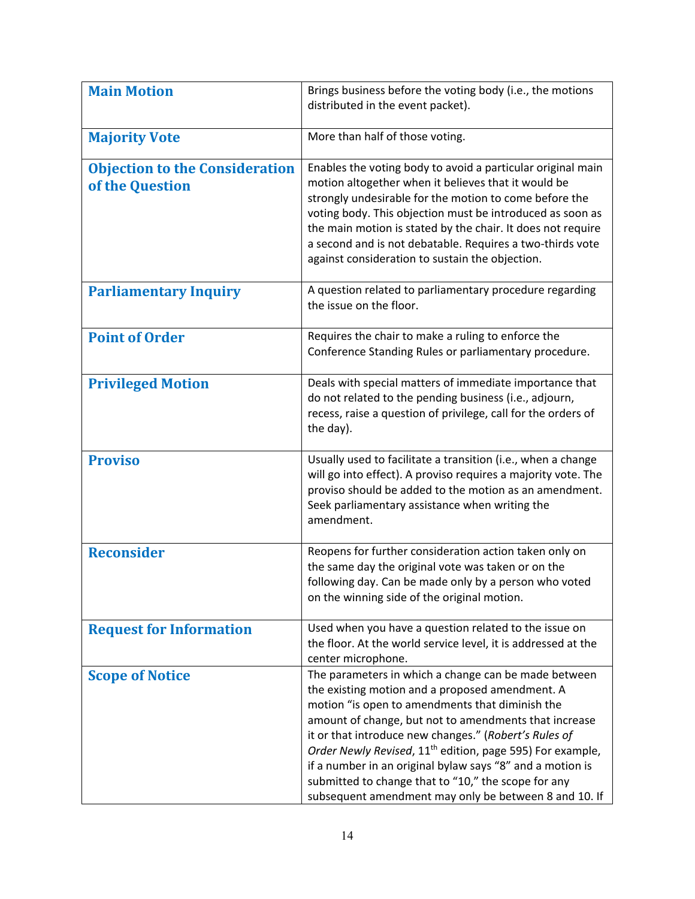| | |
|---|---|
| **Main Motion** | Brings business before the voting body (i.e., the motions distributed in the event packet). |
| **Majority Vote** | More than half of those voting. |
| **Objection to the Consideration of the Question** | Enables the voting body to avoid a particular original main motion altogether when it believes that it would be strongly undesirable for the motion to come before the voting body. This objection must be introduced as soon as the main motion is stated by the chair. It does not require a second and is not debatable. Requires a two-thirds vote against consideration to sustain the objection. |
| **Parliamentary Inquiry** | A question related to parliamentary procedure regarding the issue on the floor. |
| **Point of Order** | Requires the chair to make a ruling to enforce the Conference Standing Rules or parliamentary procedure. |
| **Privileged Motion** | Deals with special matters of immediate importance that do not related to the pending business (i.e., adjourn, recess, raise a question of privilege, call for the orders of the day). |
| **Proviso** | Usually used to facilitate a transition (i.e., when a change will go into effect). A proviso requires a majority vote. The proviso should be added to the motion as an amendment. Seek parliamentary assistance when writing the amendment. |
| **Reconsider** | Reopens for further consideration action taken only on the same day the original vote was taken or on the following day. Can be made only by a person who voted on the winning side of the original motion. |
| **Request for Information** | Used when you have a question related to the issue on the floor. At the world service level, it is addressed at the center microphone. |
| **Scope of Notice** | The parameters in which a change can be made between the existing motion and a proposed amendment. A motion "is open to amendments that diminish the amount of change, but not to amendments that increase it or that introduce new changes." (*Robert's Rules of Order Newly Revised*, 11th edition, page 595) For example, if a number in an original bylaw says "8" and a motion is submitted to change that to "10," the scope for any subsequent amendment may only be between 8 and 10. If |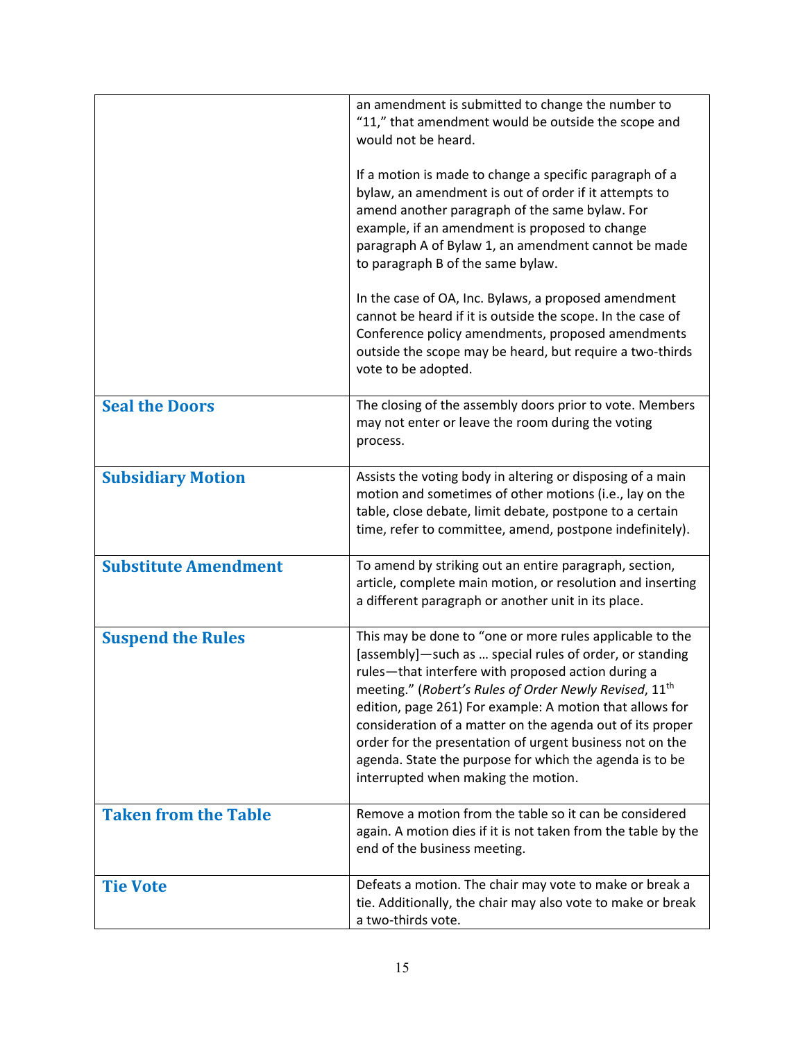| | |
|---|---|
| | an amendment is submitted to change the number to "11," that amendment would be outside the scope and would not be heard.<br><br>If a motion is made to change a specific paragraph of a bylaw, an amendment is out of order if it attempts to amend another paragraph of the same bylaw. For example, if an amendment is proposed to change paragraph A of Bylaw 1, an amendment cannot be made to paragraph B of the same bylaw.<br><br>In the case of OA, Inc. Bylaws, a proposed amendment cannot be heard if it is outside the scope. In the case of Conference policy amendments, proposed amendments outside the scope may be heard, but require a two-thirds vote to be adopted. |
| **Seal the Doors** | The closing of the assembly doors prior to vote. Members may not enter or leave the room during the voting process. |
| **Subsidiary Motion** | Assists the voting body in altering or disposing of a main motion and sometimes of other motions (i.e., lay on the table, close debate, limit debate, postpone to a certain time, refer to committee, amend, postpone indefinitely). |
| **Substitute Amendment** | To amend by striking out an entire paragraph, section, article, complete main motion, or resolution and inserting a different paragraph or another unit in its place. |
| **Suspend the Rules** | This may be done to "one or more rules applicable to the [assembly]—such as … special rules of order, or standing rules—that interfere with proposed action during a meeting." (*Robert's Rules of Order Newly Revised*, 11th edition, page 261) For example: A motion that allows for consideration of a matter on the agenda out of its proper order for the presentation of urgent business not on the agenda. State the purpose for which the agenda is to be interrupted when making the motion. |
| **Taken from the Table** | Remove a motion from the table so it can be considered again. A motion dies if it is not taken from the table by the end of the business meeting. |
| **Tie Vote** | Defeats a motion. The chair may vote to make or break a tie. Additionally, the chair may also vote to make or break a two-thirds vote. |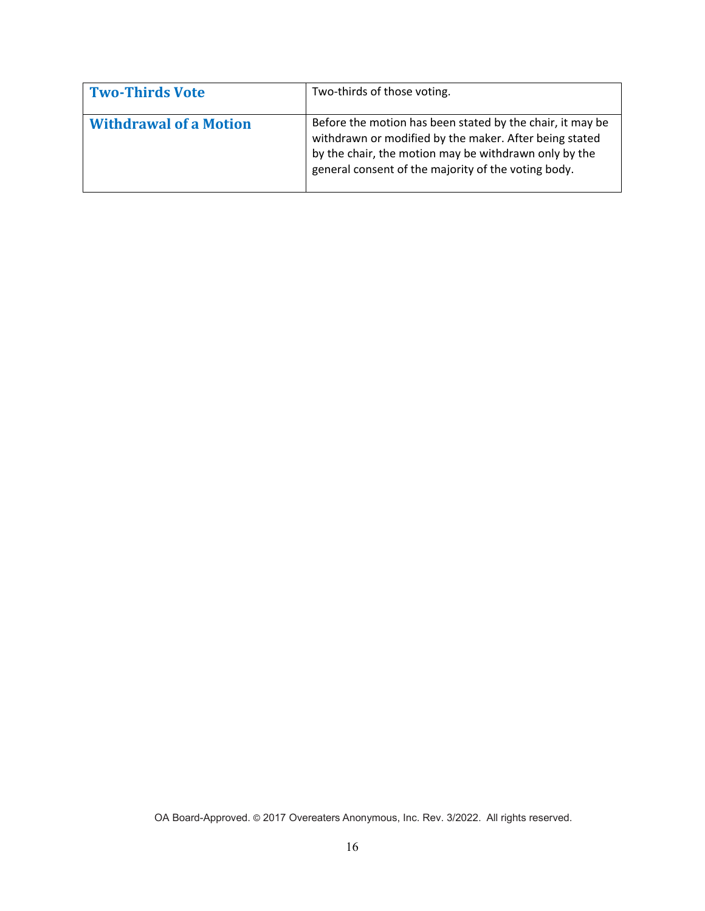| | |
|---|---|
| **Two-Thirds Vote** | Two-thirds of those voting. |
| **Withdrawal of a Motion** | Before the motion has been stated by the chair, it may be withdrawn or modified by the maker. After being stated by the chair, the motion may be withdrawn only by the general consent of the majority of the voting body. |